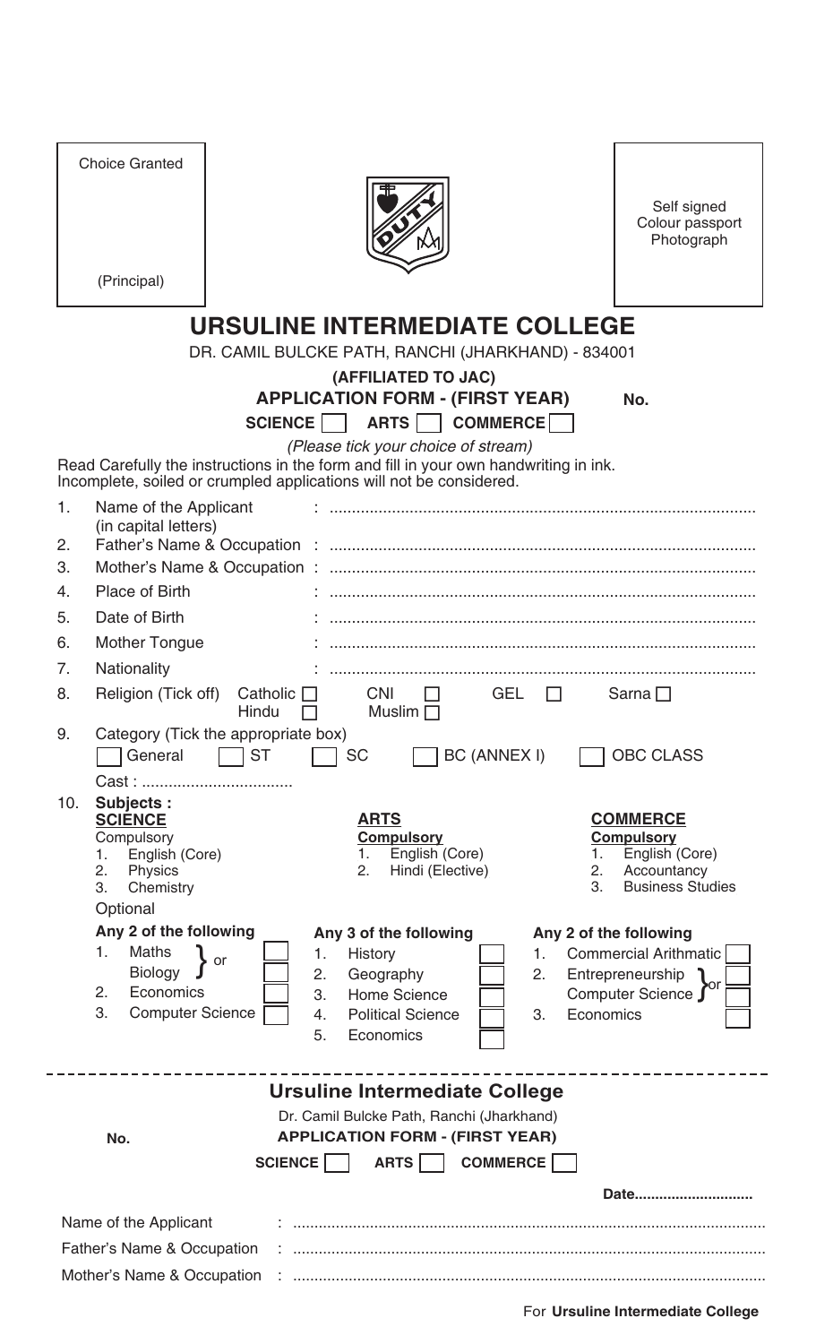Choice Granted

(Principal)

Self signed Colour passport Photograph

# URSULINE INTERMEDIATE COLLEGE

DR. CAMIL BULCKE PATH, RANCHI (JHARKHAND) - 834001

**(AFFILIATED TO JAC)**

**APPLICATION FORM - (FIRST YEAR)** **No.**

**SCIENCE** ☐ **ARTS** ☐ **COMMERCE** ☐

*(Please tick your choice of stream)*

Read Carefully the instructions in the form and fill in your own handwriting in ink.
Incomplete, soiled or crumpled applications will not be considered.

1. Name of the Applicant (in capital letters) : ..............................................................................................
2. Father's Name & Occupation : ..............................................................................................
3. Mother's Name & Occupation : ..............................................................................................
4. Place of Birth : ..............................................................................................
5. Date of Birth : ..............................................................................................
6. Mother Tongue : ..............................................................................................
7. Nationality : ..............................................................................................
8. Religion (Tick off) Catholic ☐ CNI ☐ GEL ☐ Sarna ☐ Hindu ☐ Muslim ☐
9. Category (Tick the appropriate box)
   ☐ General ☐ ST ☐ SC ☐ BC (ANNEX I) ☐ OBC CLASS
   Cast : ..................................
10. **Subjects :**

**SCIENCE**

Compulsory

1. English (Core)
2. Physics
3. Chemistry

Optional

**Any 2 of the following**

1. Maths } or ☐
   Biology ☐
2. Economics ☐
3. Computer Science ☐

**ARTS**

**Compulsory**

1. English (Core)
2. Hindi (Elective)

**Any 3 of the following**

1. History ☐
2. Geography ☐
3. Home Science ☐
4. Political Science ☐
5. Economics ☐

**COMMERCE**

**Compulsory**

1. English (Core)
2. Accountancy
3. Business Studies

**Any 2 of the following**

1. Commercial Arithmatic ☐
2. Entrepreneurship } or ☐
   Computer Science ☐
3. Economics ☐

---

## Ursuline Intermediate College

Dr. Camil Bulcke Path, Ranchi (Jharkhand)

**No.** **APPLICATION FORM - (FIRST YEAR)**

**SCIENCE** ☐ **ARTS** ☐ **COMMERCE** ☐

**Date............................**

Name of the Applicant : ............................................................................................................

Father's Name & Occupation : ............................................................................................................

Mother's Name & Occupation : ............................................................................................................

For **Ursuline Intermediate College**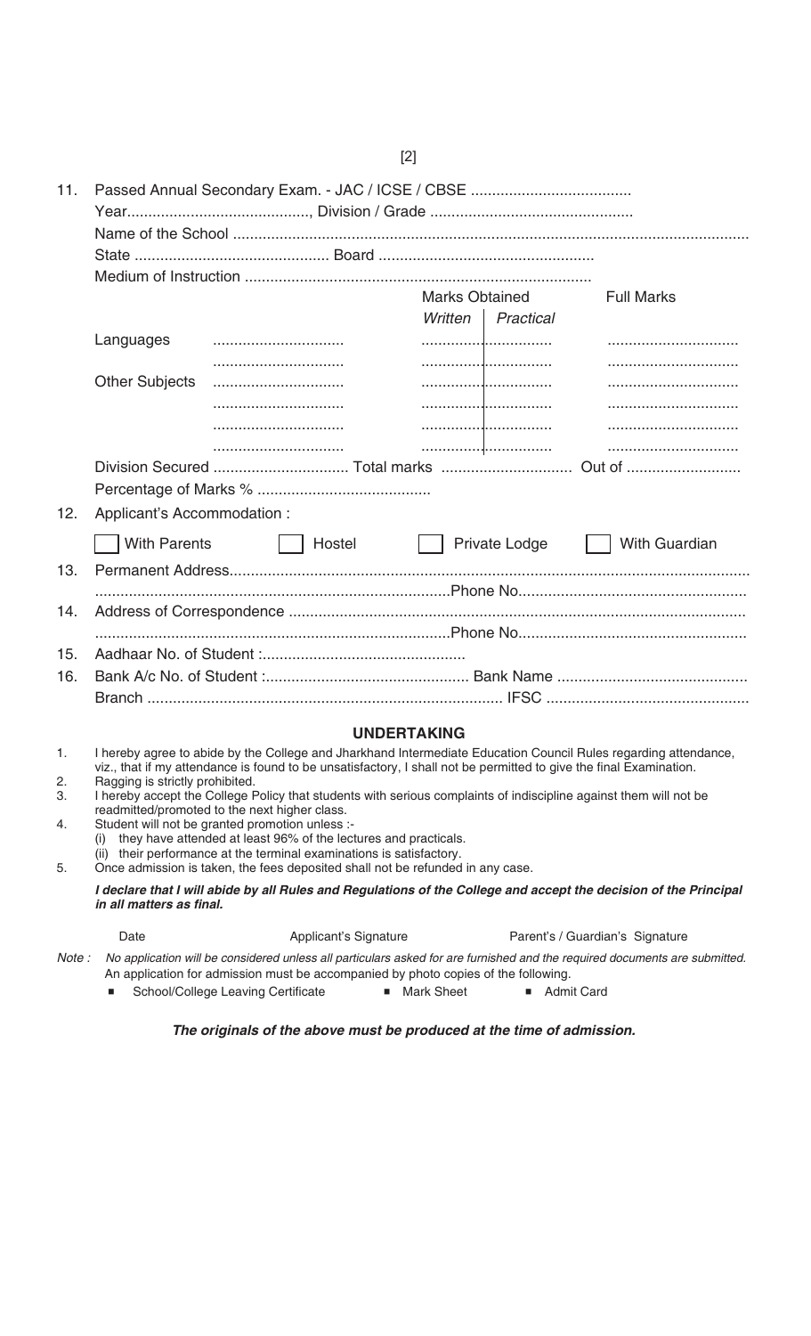11. Passed Annual Secondary Exam. - JAC / ICSE / CBSE ......................................

Year.........................................., Division / Grade ................................................

Name of the School ........................................................................................................................

State ............................................. Board ..................................................

Medium of Instruction ................................................................................

| | | Marks Obtained | | Full Marks |
|---|---|---|---|---|
| | | *Written* | *Practical* | |
| Languages | .............................. | .............. | .............. | .............................. |
| | .............................. | .............. | .............. | .............................. |
| Other Subjects | .............................. | .............. | .............. | .............................. |
| | .............................. | .............. | .............. | .............................. |
| | .............................. | .............. | .............. | .............................. |
| | .............................. | .............. | .............. | .............................. |

Division Secured ................................ Total marks .............................. Out of ..........................

Percentage of Marks % ........................................

12. Applicant's Accommodation :

☐ With Parents ☐ Hostel ☐ Private Lodge ☐ With Guardian

13. Permanent Address.........................................................................................................................

...................................................................................Phone No......................................................

14. Address of Correspondence ..........................................................................................................

...................................................................................Phone No......................................................

15. Aadhaar No. of Student :................................................

16. Bank A/c No. of Student :................................................ Bank Name ............................................

Branch ................................................................................... IFSC ................................................

## UNDERTAKING

1. I hereby agree to abide by the College and Jharkhand Intermediate Education Council Rules regarding attendance, viz., that if my attendance is found to be unsatisfactory, I shall not be permitted to give the final Examination.
2. Ragging is strictly prohibited.
3. I hereby accept the College Policy that students with serious complaints of indiscipline against them will not be readmitted/promoted to the next higher class.
4. Student will not be granted promotion unless :-
   (i) they have attended at least 96% of the lectures and practicals.
   (ii) their performance at the terminal examinations is satisfactory.
5. Once admission is taken, the fees deposited shall not be refunded in any case.

***I declare that I will abide by all Rules and Regulations of the College and accept the decision of the Principal in all matters as final.***

Date &nbsp;&nbsp;&nbsp;&nbsp;&nbsp;&nbsp; Applicant's Signature &nbsp;&nbsp;&nbsp;&nbsp;&nbsp;&nbsp; Parent's / Guardian's Signature

*Note : No application will be considered unless all particulars asked for are furnished and the required documents are submitted.*
An application for admission must be accompanied by photo copies of the following.

- School/College Leaving Certificate
- Mark Sheet
- Admit Card

***The originals of the above must be produced at the time of admission.***